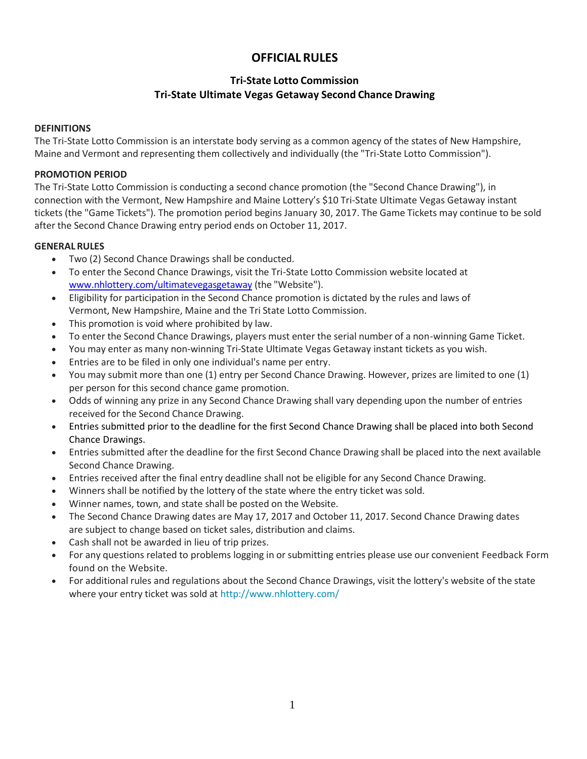# OFFICIAL RULES

## Tri-State Lotto Commission
## Tri-State Ultimate Vegas Getaway Second Chance Drawing

**DEFINITIONS**

The Tri-State Lotto Commission is an interstate body serving as a common agency of the states of New Hampshire, Maine and Vermont and representing them collectively and individually (the "Tri-State Lotto Commission").

**PROMOTION PERIOD**

The Tri-State Lotto Commission is conducting a second chance promotion (the "Second Chance Drawing"), in connection with the Vermont, New Hampshire and Maine Lottery's $10 Tri-State Ultimate Vegas Getaway instant tickets (the "Game Tickets"). The promotion period begins January 30, 2017. The Game Tickets may continue to be sold after the Second Chance Drawing entry period ends on October 11, 2017.

**GENERAL RULES**

- Two (2) Second Chance Drawings shall be conducted.
- To enter the Second Chance Drawings, visit the Tri-State Lotto Commission website located at [www.nhlottery.com/ultimatevegasgetaway](www.nhlottery.com/ultimatevegasgetaway) (the "Website").
- Eligibility for participation in the Second Chance promotion is dictated by the rules and laws of Vermont, New Hampshire, Maine and the Tri State Lotto Commission.
- This promotion is void where prohibited by law.
- To enter the Second Chance Drawings, players must enter the serial number of a non-winning Game Ticket.
- You may enter as many non-winning Tri-State Ultimate Vegas Getaway instant tickets as you wish.
- Entries are to be filed in only one individual's name per entry.
- You may submit more than one (1) entry per Second Chance Drawing. However, prizes are limited to one (1) per person for this second chance game promotion.
- Odds of winning any prize in any Second Chance Drawing shall vary depending upon the number of entries received for the Second Chance Drawing.
- Entries submitted prior to the deadline for the first Second Chance Drawing shall be placed into both Second Chance Drawings.
- Entries submitted after the deadline for the first Second Chance Drawing shall be placed into the next available Second Chance Drawing.
- Entries received after the final entry deadline shall not be eligible for any Second Chance Drawing.
- Winners shall be notified by the lottery of the state where the entry ticket was sold.
- Winner names, town, and state shall be posted on the Website.
- The Second Chance Drawing dates are May 17, 2017 and October 11, 2017. Second Chance Drawing dates are subject to change based on ticket sales, distribution and claims.
- Cash shall not be awarded in lieu of trip prizes.
- For any questions related to problems logging in or submitting entries please use our convenient Feedback Form found on the Website.
- For additional rules and regulations about the Second Chance Drawings, visit the lottery's website of the state where your entry ticket was sold at http://www.nhlottery.com/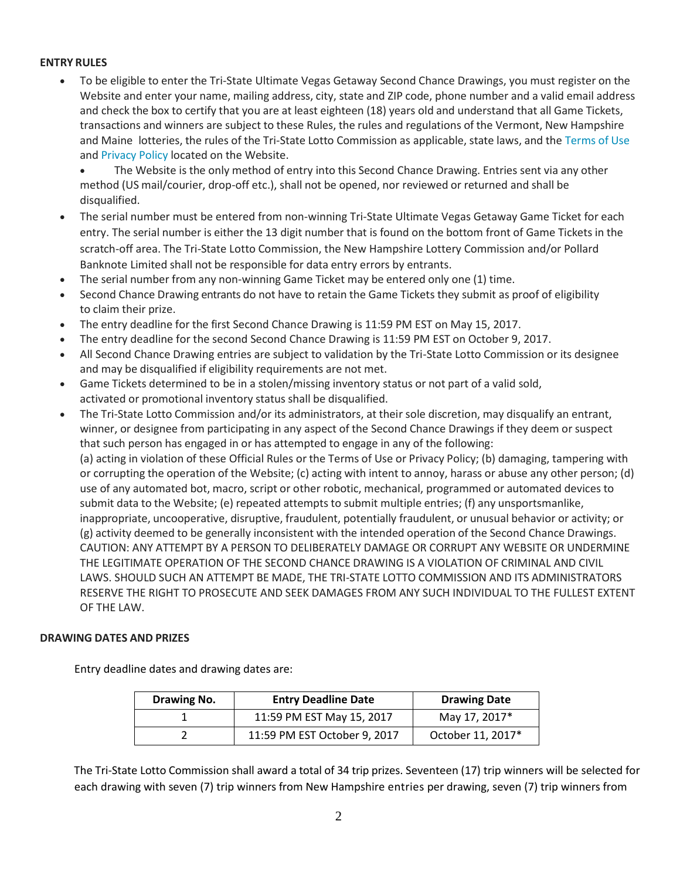**ENTRY RULES**

- To be eligible to enter the Tri-State Ultimate Vegas Getaway Second Chance Drawings, you must register on the Website and enter your name, mailing address, city, state and ZIP code, phone number and a valid email address and check the box to certify that you are at least eighteen (18) years old and understand that all Game Tickets, transactions and winners are subject to these Rules, the rules and regulations of the Vermont, New Hampshire and Maine lotteries, the rules of the Tri-State Lotto Commission as applicable, state laws, and the Terms of Use and Privacy Policy located on the Website.
  - The Website is the only method of entry into this Second Chance Drawing. Entries sent via any other method (US mail/courier, drop-off etc.), shall not be opened, nor reviewed or returned and shall be disqualified.
- The serial number must be entered from non-winning Tri-State Ultimate Vegas Getaway Game Ticket for each entry. The serial number is either the 13 digit number that is found on the bottom front of Game Tickets in the scratch-off area. The Tri-State Lotto Commission, the New Hampshire Lottery Commission and/or Pollard Banknote Limited shall not be responsible for data entry errors by entrants.
- The serial number from any non-winning Game Ticket may be entered only one (1) time.
- Second Chance Drawing entrants do not have to retain the Game Tickets they submit as proof of eligibility to claim their prize.
- The entry deadline for the first Second Chance Drawing is 11:59 PM EST on May 15, 2017.
- The entry deadline for the second Second Chance Drawing is 11:59 PM EST on October 9, 2017.
- All Second Chance Drawing entries are subject to validation by the Tri-State Lotto Commission or its designee and may be disqualified if eligibility requirements are not met.
- Game Tickets determined to be in a stolen/missing inventory status or not part of a valid sold, activated or promotional inventory status shall be disqualified.
- The Tri-State Lotto Commission and/or its administrators, at their sole discretion, may disqualify an entrant, winner, or designee from participating in any aspect of the Second Chance Drawings if they deem or suspect that such person has engaged in or has attempted to engage in any of the following:
  (a) acting in violation of these Official Rules or the Terms of Use or Privacy Policy; (b) damaging, tampering with or corrupting the operation of the Website; (c) acting with intent to annoy, harass or abuse any other person; (d) use of any automated bot, macro, script or other robotic, mechanical, programmed or automated devices to submit data to the Website; (e) repeated attempts to submit multiple entries; (f) any unsportsmanlike, inappropriate, uncooperative, disruptive, fraudulent, potentially fraudulent, or unusual behavior or activity; or (g) activity deemed to be generally inconsistent with the intended operation of the Second Chance Drawings.
  CAUTION: ANY ATTEMPT BY A PERSON TO DELIBERATELY DAMAGE OR CORRUPT ANY WEBSITE OR UNDERMINE THE LEGITIMATE OPERATION OF THE SECOND CHANCE DRAWING IS A VIOLATION OF CRIMINAL AND CIVIL LAWS. SHOULD SUCH AN ATTEMPT BE MADE, THE TRI-STATE LOTTO COMMISSION AND ITS ADMINISTRATORS RESERVE THE RIGHT TO PROSECUTE AND SEEK DAMAGES FROM ANY SUCH INDIVIDUAL TO THE FULLEST EXTENT OF THE LAW.

**DRAWING DATES AND PRIZES**

Entry deadline dates and drawing dates are:

| Drawing No. | Entry Deadline Date | Drawing Date |
|---|---|---|
| 1 | 11:59 PM EST May 15, 2017 | May 17, 2017* |
| 2 | 11:59 PM EST October 9, 2017 | October 11, 2017* |

The Tri-State Lotto Commission shall award a total of 34 trip prizes. Seventeen (17) trip winners will be selected for each drawing with seven (7) trip winners from New Hampshire entries per drawing, seven (7) trip winners from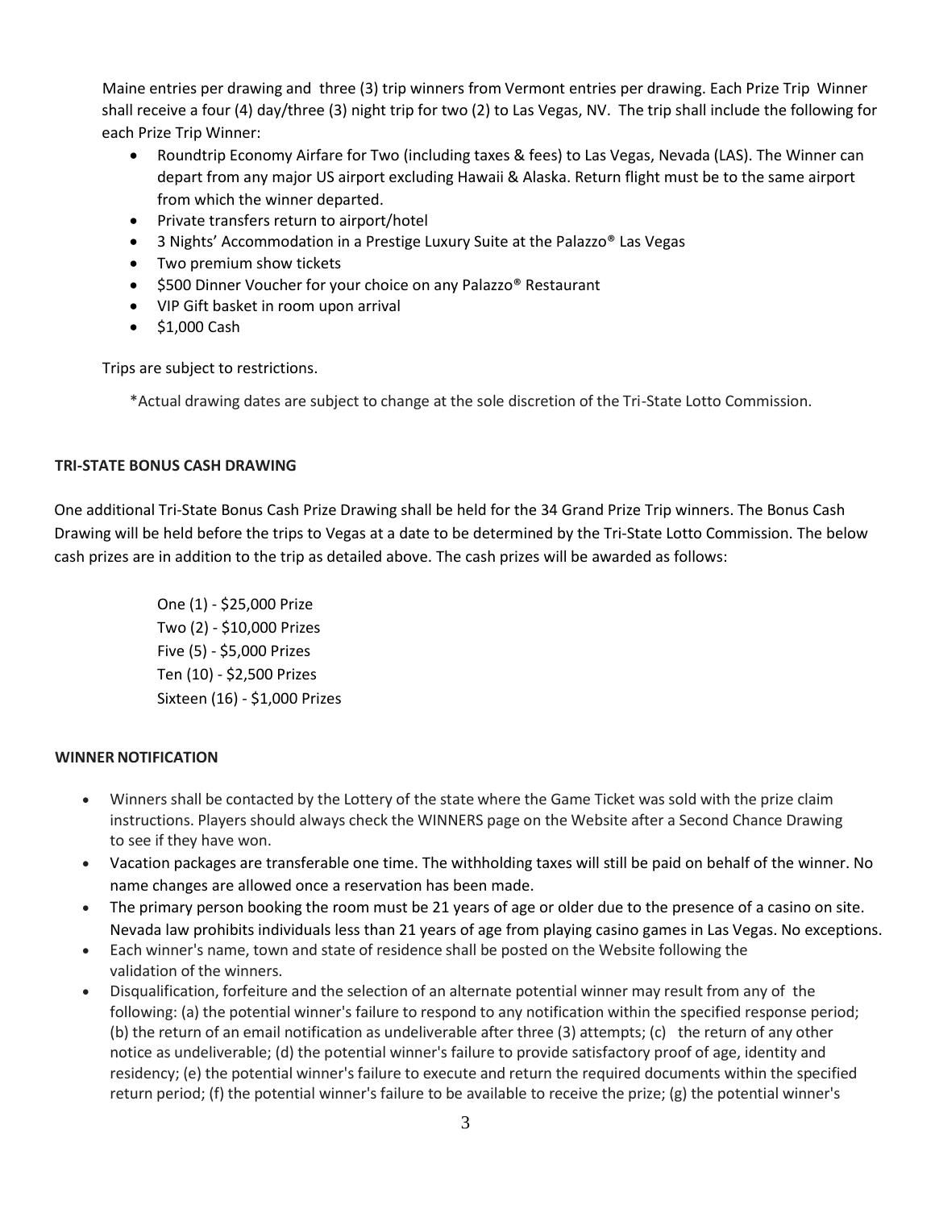Maine entries per drawing and three (3) trip winners from Vermont entries per drawing. Each Prize Trip Winner shall receive a four (4) day/three (3) night trip for two (2) to Las Vegas, NV. The trip shall include the following for each Prize Trip Winner:

- Roundtrip Economy Airfare for Two (including taxes & fees) to Las Vegas, Nevada (LAS). The Winner can depart from any major US airport excluding Hawaii & Alaska. Return flight must be to the same airport from which the winner departed.
- Private transfers return to airport/hotel
- 3 Nights' Accommodation in a Prestige Luxury Suite at the Palazzo® Las Vegas
- Two premium show tickets
- $500 Dinner Voucher for your choice on any Palazzo® Restaurant
- VIP Gift basket in room upon arrival
- $1,000 Cash

Trips are subject to restrictions.

*Actual drawing dates are subject to change at the sole discretion of the Tri-State Lotto Commission.

**TRI-STATE BONUS CASH DRAWING**

One additional Tri-State Bonus Cash Prize Drawing shall be held for the 34 Grand Prize Trip winners. The Bonus Cash Drawing will be held before the trips to Vegas at a date to be determined by the Tri-State Lotto Commission. The below cash prizes are in addition to the trip as detailed above. The cash prizes will be awarded as follows:

One (1) - $25,000 Prize
Two (2) - $10,000 Prizes
Five (5) - $5,000 Prizes
Ten (10) - $2,500 Prizes
Sixteen (16) - $1,000 Prizes

**WINNER NOTIFICATION**

- Winners shall be contacted by the Lottery of the state where the Game Ticket was sold with the prize claim instructions. Players should always check the WINNERS page on the Website after a Second Chance Drawing to see if they have won.
- Vacation packages are transferable one time. The withholding taxes will still be paid on behalf of the winner. No name changes are allowed once a reservation has been made.
- The primary person booking the room must be 21 years of age or older due to the presence of a casino on site. Nevada law prohibits individuals less than 21 years of age from playing casino games in Las Vegas. No exceptions.
- Each winner's name, town and state of residence shall be posted on the Website following the validation of the winners.
- Disqualification, forfeiture and the selection of an alternate potential winner may result from any of the following: (a) the potential winner's failure to respond to any notification within the specified response period; (b) the return of an email notification as undeliverable after three (3) attempts; (c) the return of any other notice as undeliverable; (d) the potential winner's failure to provide satisfactory proof of age, identity and residency; (e) the potential winner's failure to execute and return the required documents within the specified return period; (f) the potential winner's failure to be available to receive the prize; (g) the potential winner's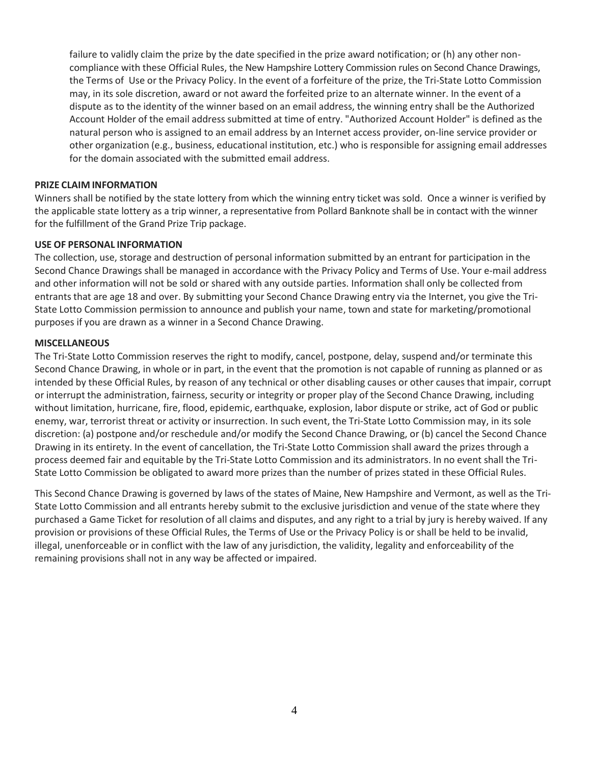failure to validly claim the prize by the date specified in the prize award notification; or (h) any other non-compliance with these Official Rules, the New Hampshire Lottery Commission rules on Second Chance Drawings, the Terms of Use or the Privacy Policy. In the event of a forfeiture of the prize, the Tri-State Lotto Commission may, in its sole discretion, award or not award the forfeited prize to an alternate winner. In the event of a dispute as to the identity of the winner based on an email address, the winning entry shall be the Authorized Account Holder of the email address submitted at time of entry. "Authorized Account Holder" is defined as the natural person who is assigned to an email address by an Internet access provider, on-line service provider or other organization (e.g., business, educational institution, etc.) who is responsible for assigning email addresses for the domain associated with the submitted email address.

**PRIZE CLAIM INFORMATION**

Winners shall be notified by the state lottery from which the winning entry ticket was sold. Once a winner is verified by the applicable state lottery as a trip winner, a representative from Pollard Banknote shall be in contact with the winner for the fulfillment of the Grand Prize Trip package.

**USE OF PERSONAL INFORMATION**

The collection, use, storage and destruction of personal information submitted by an entrant for participation in the Second Chance Drawings shall be managed in accordance with the Privacy Policy and Terms of Use. Your e-mail address and other information will not be sold or shared with any outside parties. Information shall only be collected from entrants that are age 18 and over. By submitting your Second Chance Drawing entry via the Internet, you give the Tri-State Lotto Commission permission to announce and publish your name, town and state for marketing/promotional purposes if you are drawn as a winner in a Second Chance Drawing.

**MISCELLANEOUS**

The Tri-State Lotto Commission reserves the right to modify, cancel, postpone, delay, suspend and/or terminate this Second Chance Drawing, in whole or in part, in the event that the promotion is not capable of running as planned or as intended by these Official Rules, by reason of any technical or other disabling causes or other causes that impair, corrupt or interrupt the administration, fairness, security or integrity or proper play of the Second Chance Drawing, including without limitation, hurricane, fire, flood, epidemic, earthquake, explosion, labor dispute or strike, act of God or public enemy, war, terrorist threat or activity or insurrection. In such event, the Tri-State Lotto Commission may, in its sole discretion: (a) postpone and/or reschedule and/or modify the Second Chance Drawing, or (b) cancel the Second Chance Drawing in its entirety. In the event of cancellation, the Tri-State Lotto Commission shall award the prizes through a process deemed fair and equitable by the Tri-State Lotto Commission and its administrators. In no event shall the Tri-State Lotto Commission be obligated to award more prizes than the number of prizes stated in these Official Rules.

This Second Chance Drawing is governed by laws of the states of Maine, New Hampshire and Vermont, as well as the Tri-State Lotto Commission and all entrants hereby submit to the exclusive jurisdiction and venue of the state where they purchased a Game Ticket for resolution of all claims and disputes, and any right to a trial by jury is hereby waived. If any provision or provisions of these Official Rules, the Terms of Use or the Privacy Policy is or shall be held to be invalid, illegal, unenforceable or in conflict with the law of any jurisdiction, the validity, legality and enforceability of the remaining provisions shall not in any way be affected or impaired.